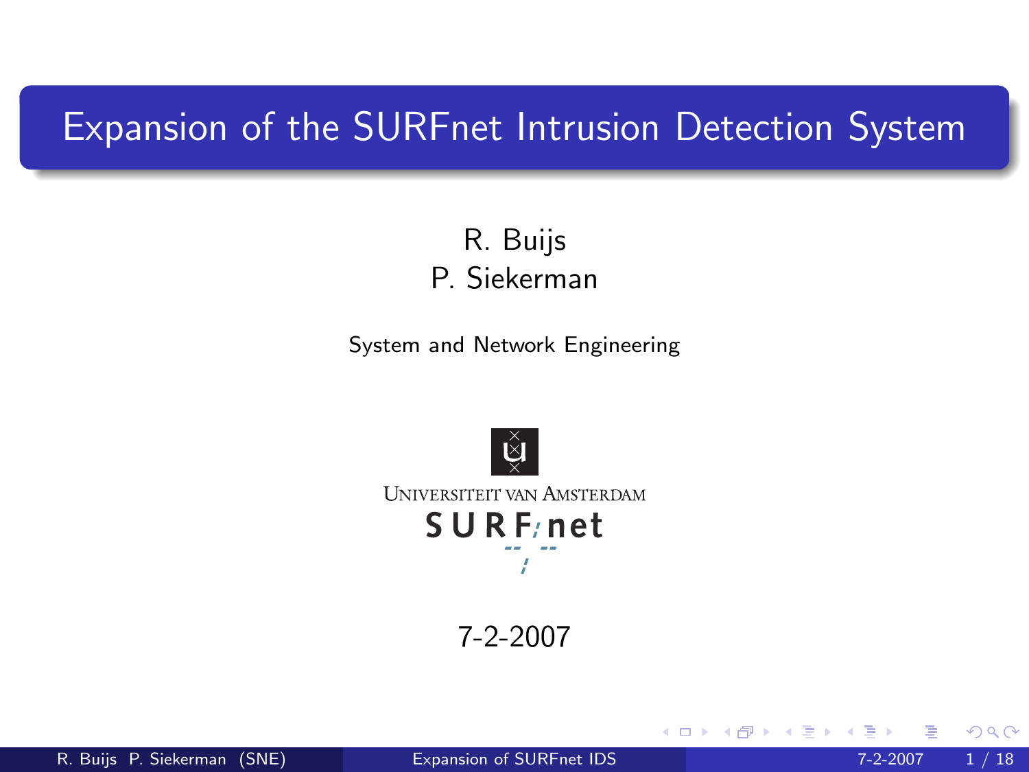# Expansion of the SURFnet Intrusion Detection System

R. Buijs
P. Siekerman

System and Network Engineering

Universiteit van Amsterdam
SURFnet

7-2-2007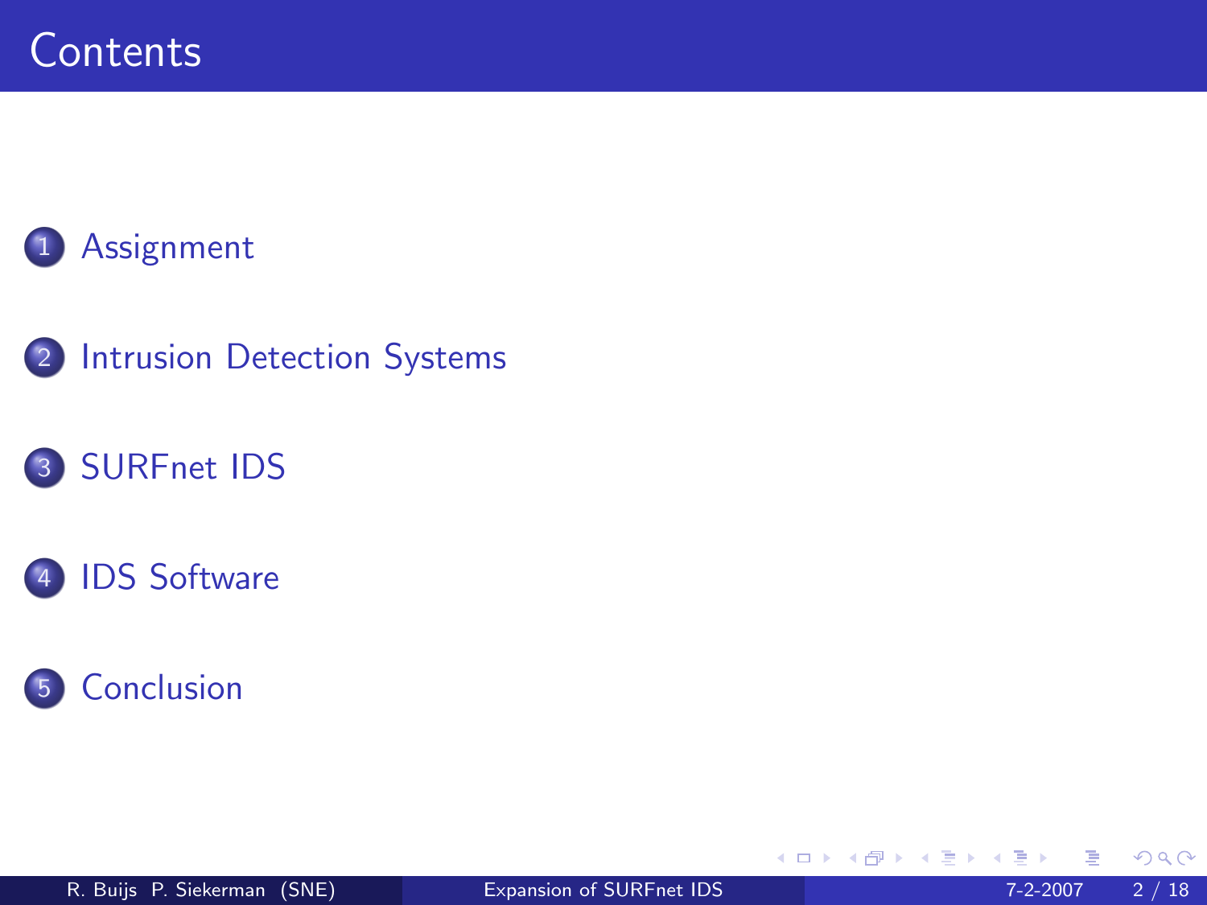# Contents

1. Assignment
2. Intrusion Detection Systems
3. SURFnet IDS
4. IDS Software
5. Conclusion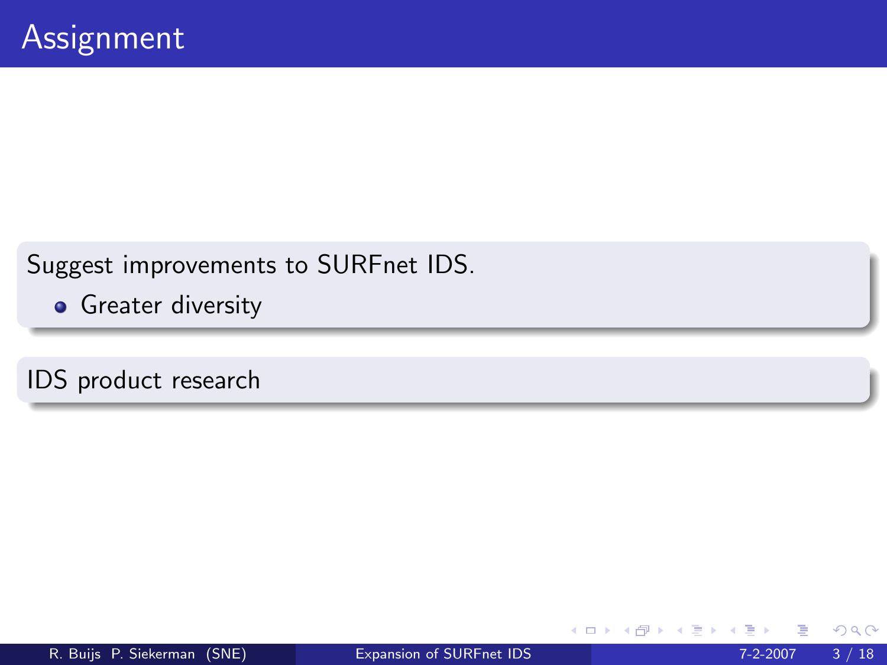# Assignment

Suggest improvements to SURFnet IDS.

- Greater diversity

IDS product research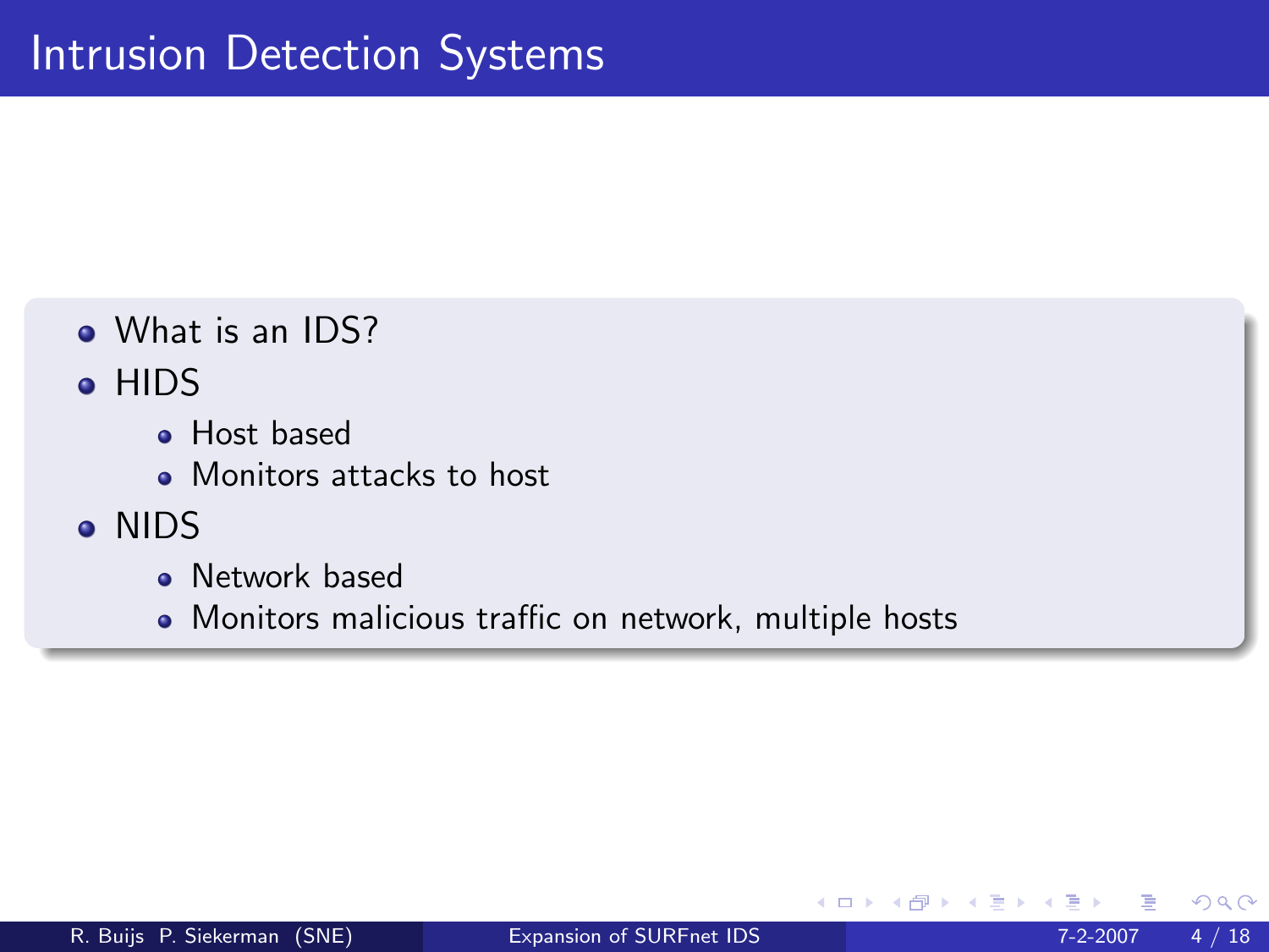# Intrusion Detection Systems

- What is an IDS?
- HIDS
  - Host based
  - Monitors attacks to host
- NIDS
  - Network based
  - Monitors malicious traffic on network, multiple hosts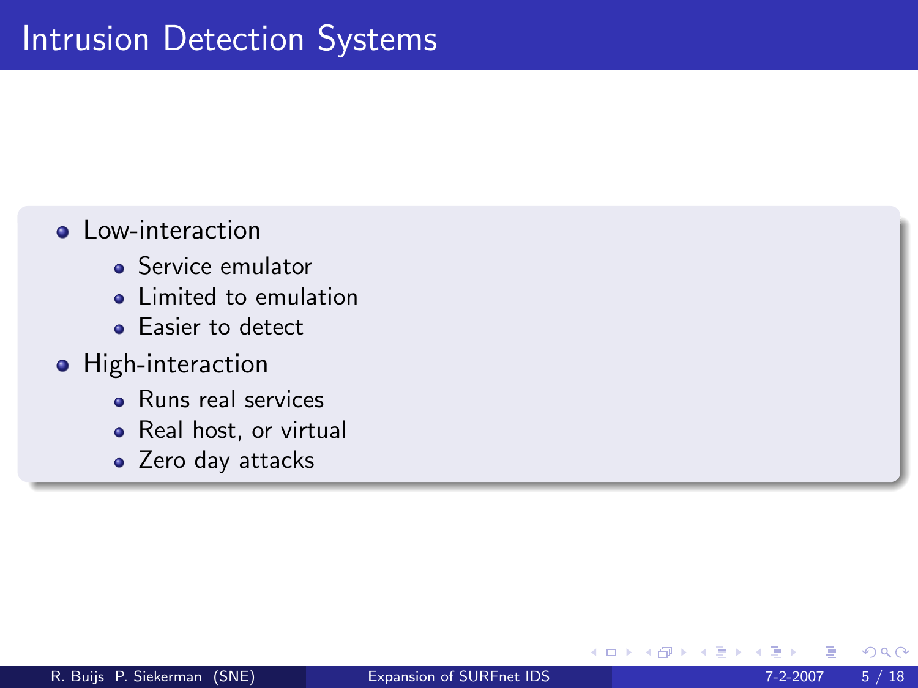# Intrusion Detection Systems

- Low-interaction
  - Service emulator
  - Limited to emulation
  - Easier to detect
- High-interaction
  - Runs real services
  - Real host, or virtual
  - Zero day attacks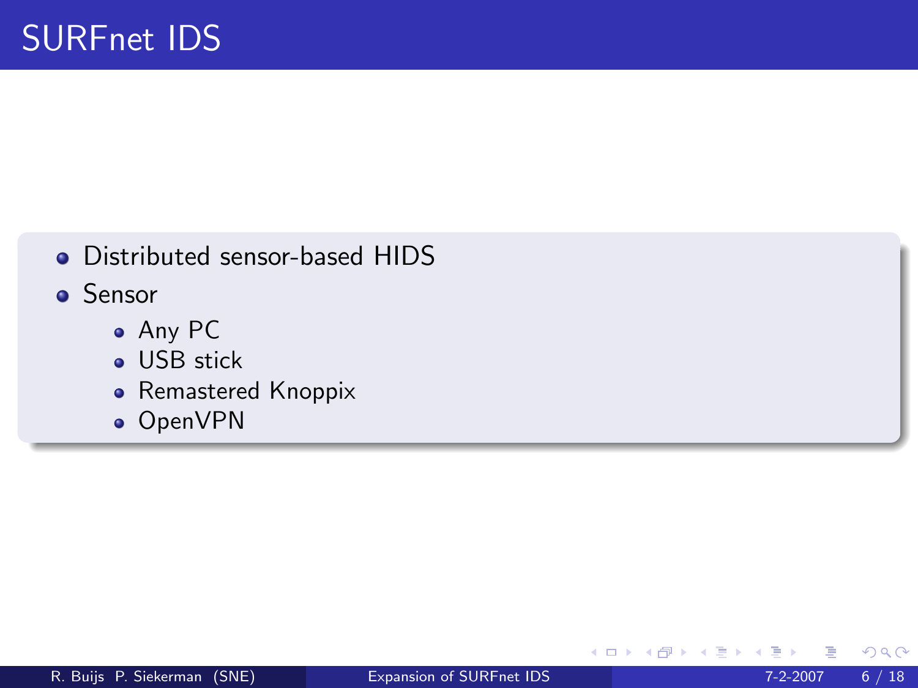# SURFnet IDS

- Distributed sensor-based HIDS
- Sensor
  - Any PC
  - USB stick
  - Remastered Knoppix
  - OpenVPN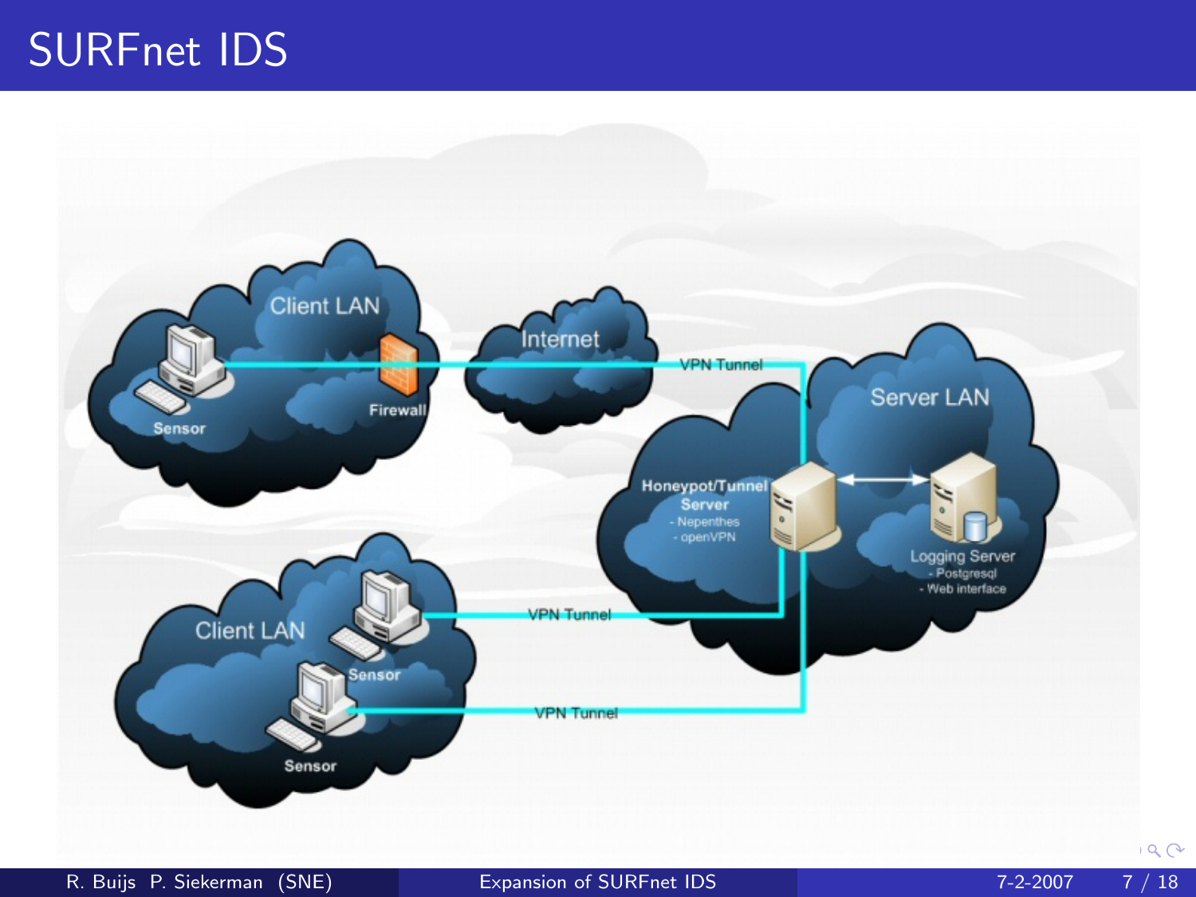# SURFnet IDS

Client LAN

Sensor

Firewall

Internet

VPN Tunnel

Server LAN

Honeypot/Tunnel Server
- Nepenthes
- openVPN

Logging Server
- Postgresql
- Web interface

Client LAN

Sensor

Sensor

VPN Tunnel

VPN Tunnel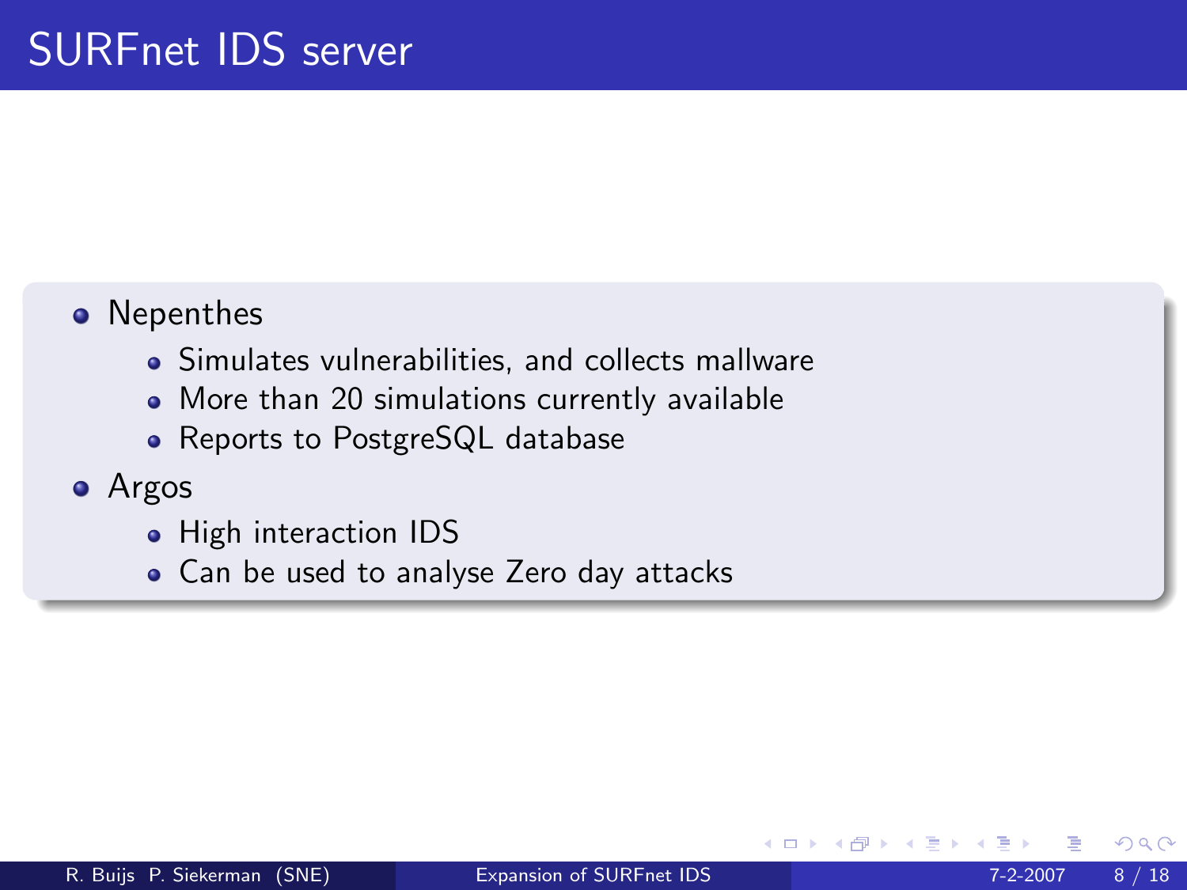# SURFnet IDS server

- Nepenthes
  - Simulates vulnerabilities, and collects mallware
  - More than 20 simulations currently available
  - Reports to PostgreSQL database
- Argos
  - High interaction IDS
  - Can be used to analyse Zero day attacks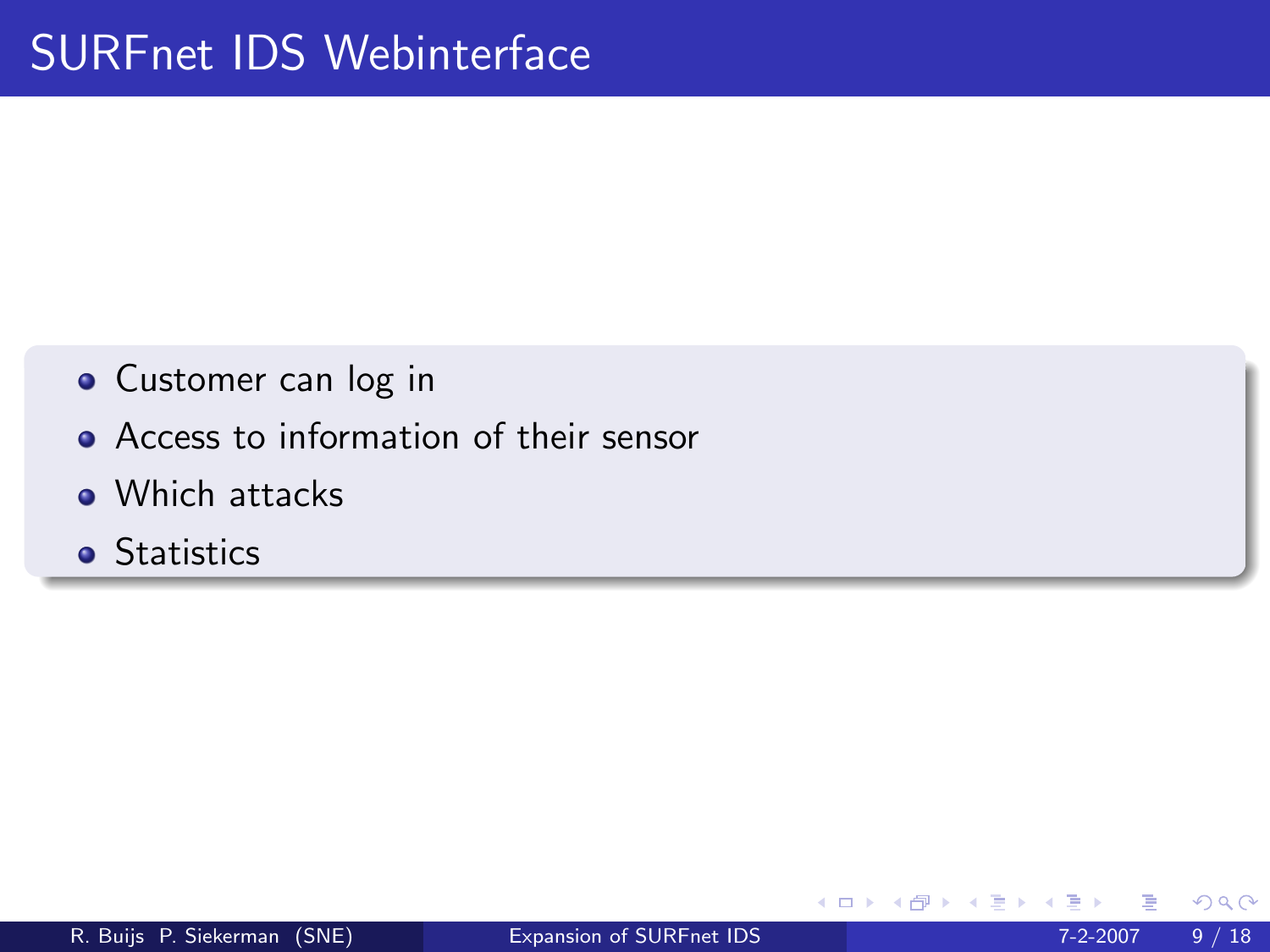# SURFnet IDS Webinterface

- Customer can log in
- Access to information of their sensor
- Which attacks
- Statistics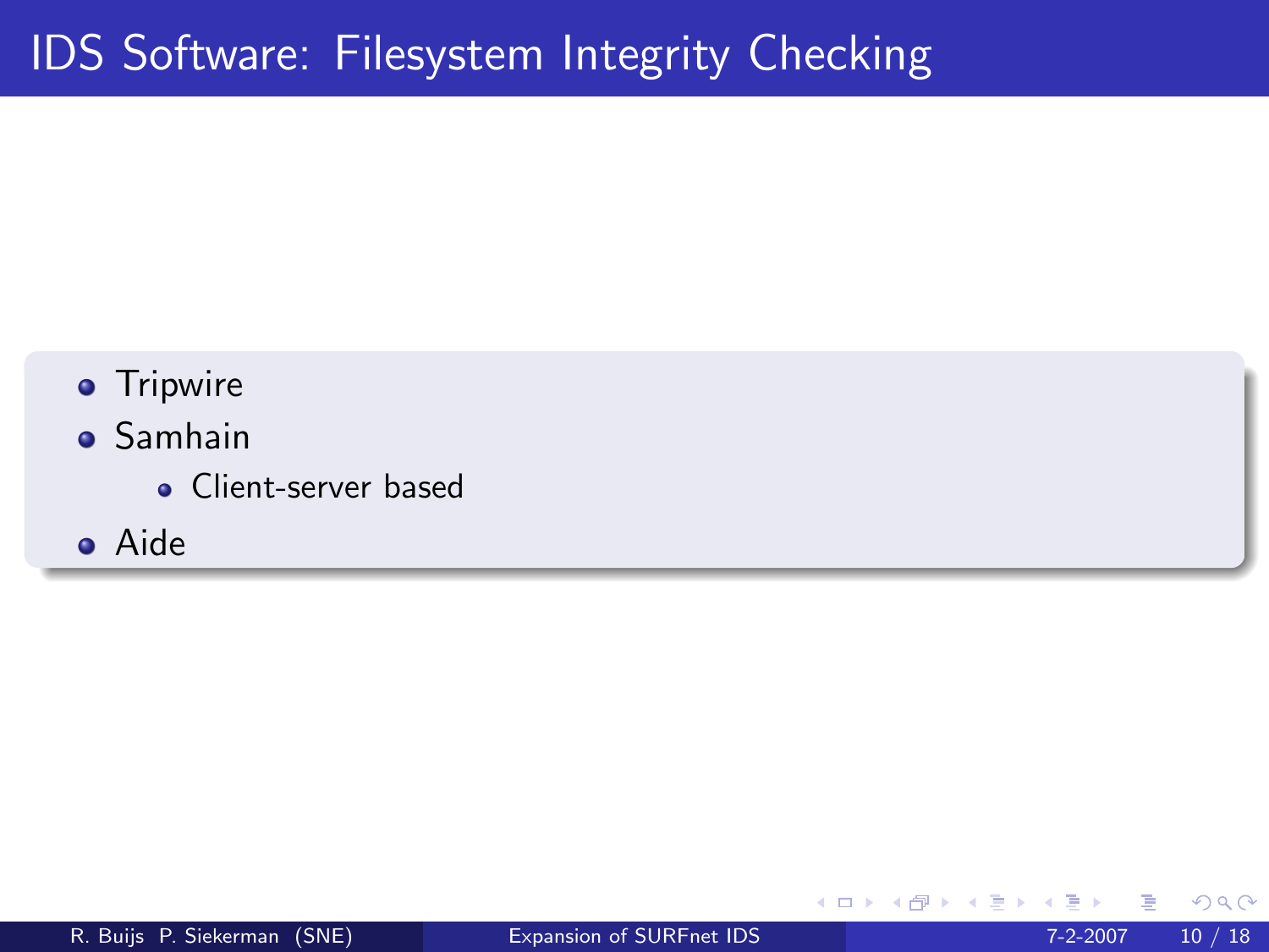# IDS Software: Filesystem Integrity Checking

- Tripwire
- Samhain
  - Client-server based
- Aide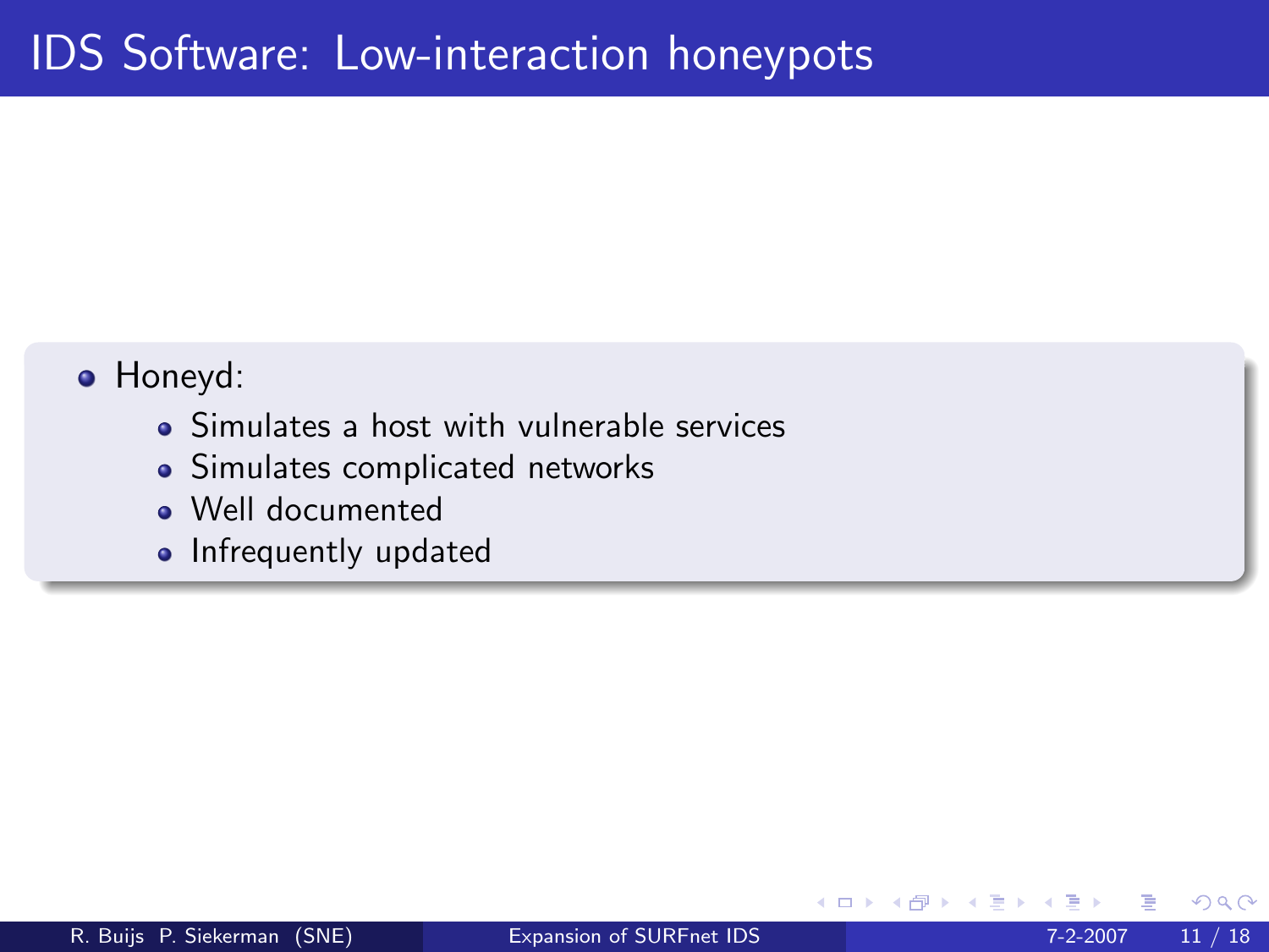# IDS Software: Low-interaction honeypots

- Honeyd:
  - Simulates a host with vulnerable services
  - Simulates complicated networks
  - Well documented
  - Infrequently updated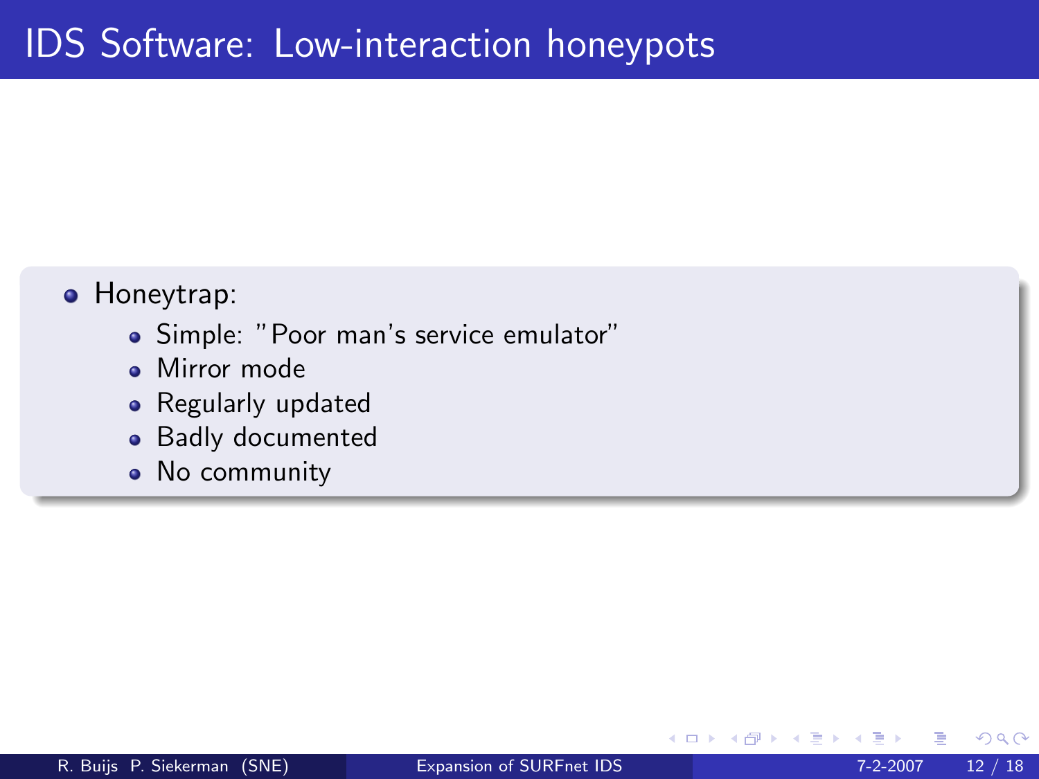# IDS Software: Low-interaction honeypots

- Honeytrap:
  - Simple: "Poor man's service emulator"
  - Mirror mode
  - Regularly updated
  - Badly documented
  - No community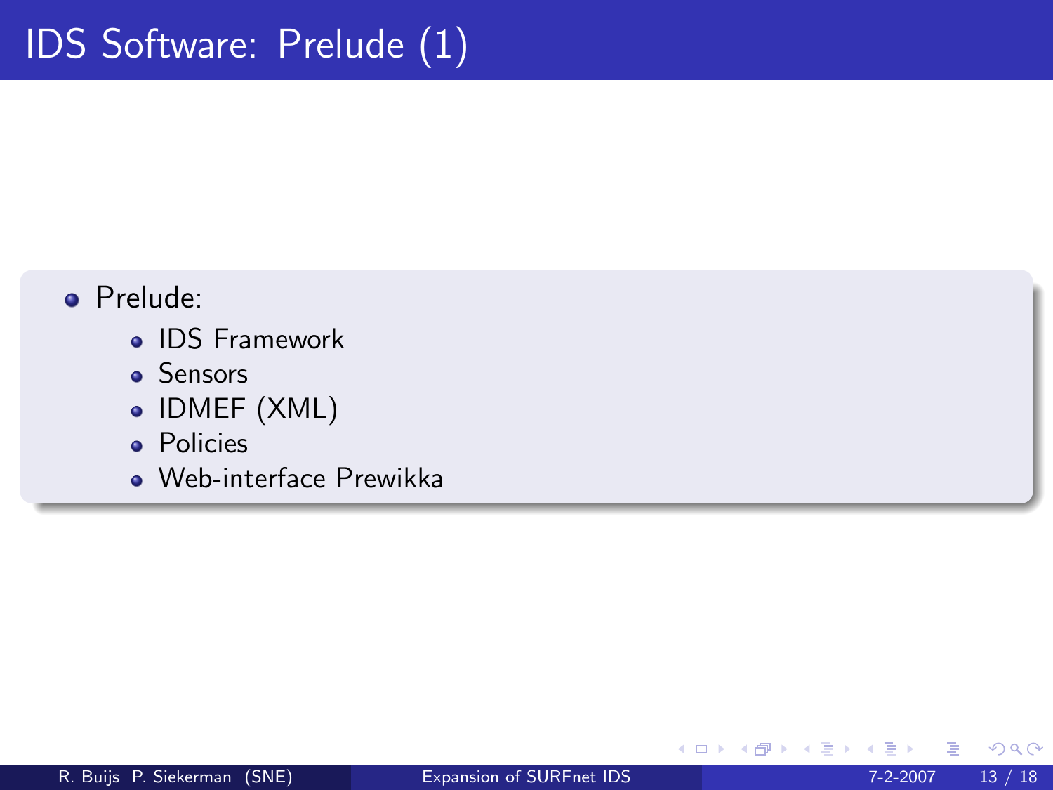# IDS Software: Prelude (1)

- Prelude:
  - IDS Framework
  - Sensors
  - IDMEF (XML)
  - Policies
  - Web-interface Prewikka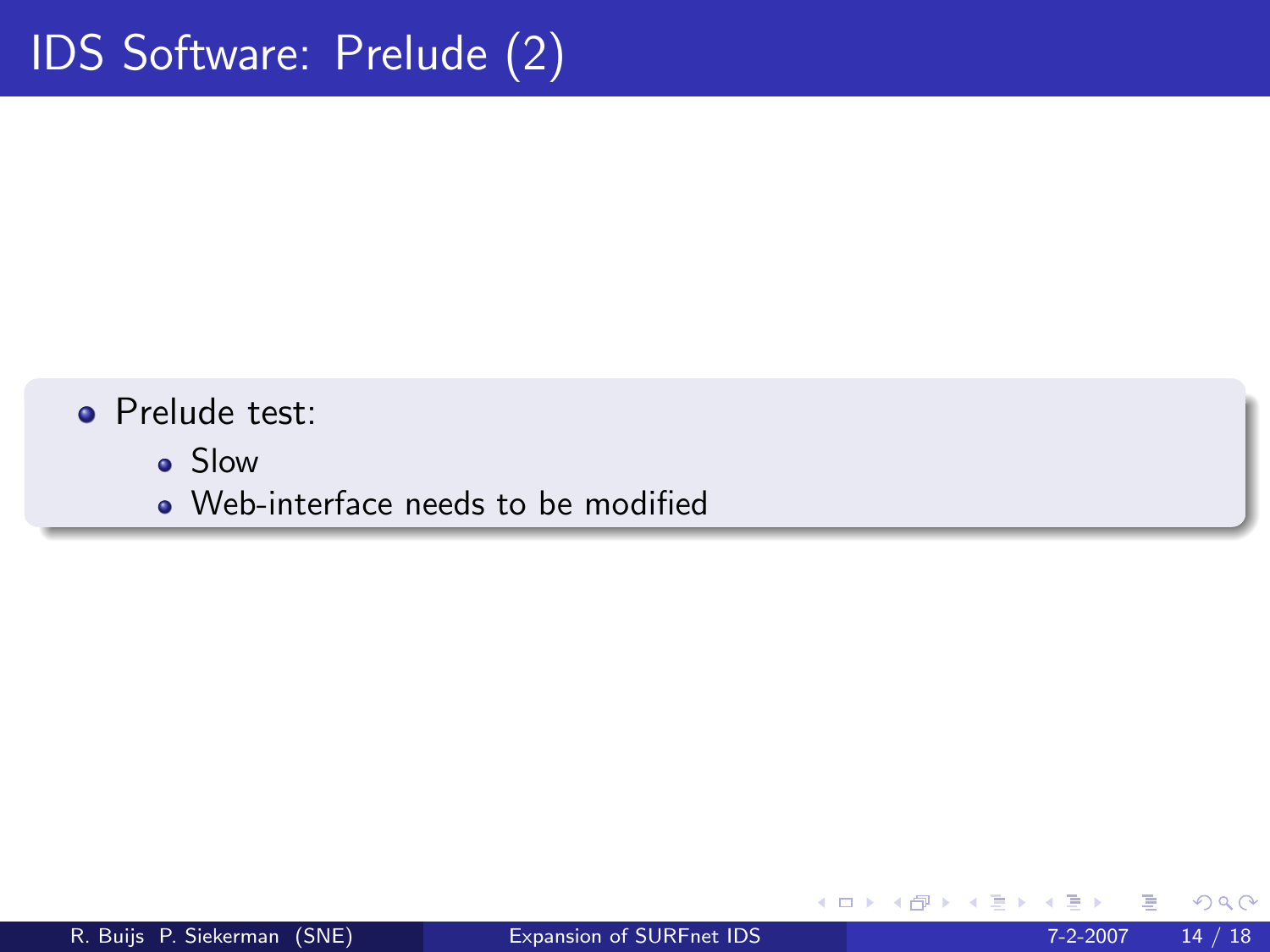# IDS Software: Prelude (2)

- Prelude test:
  - Slow
  - Web-interface needs to be modified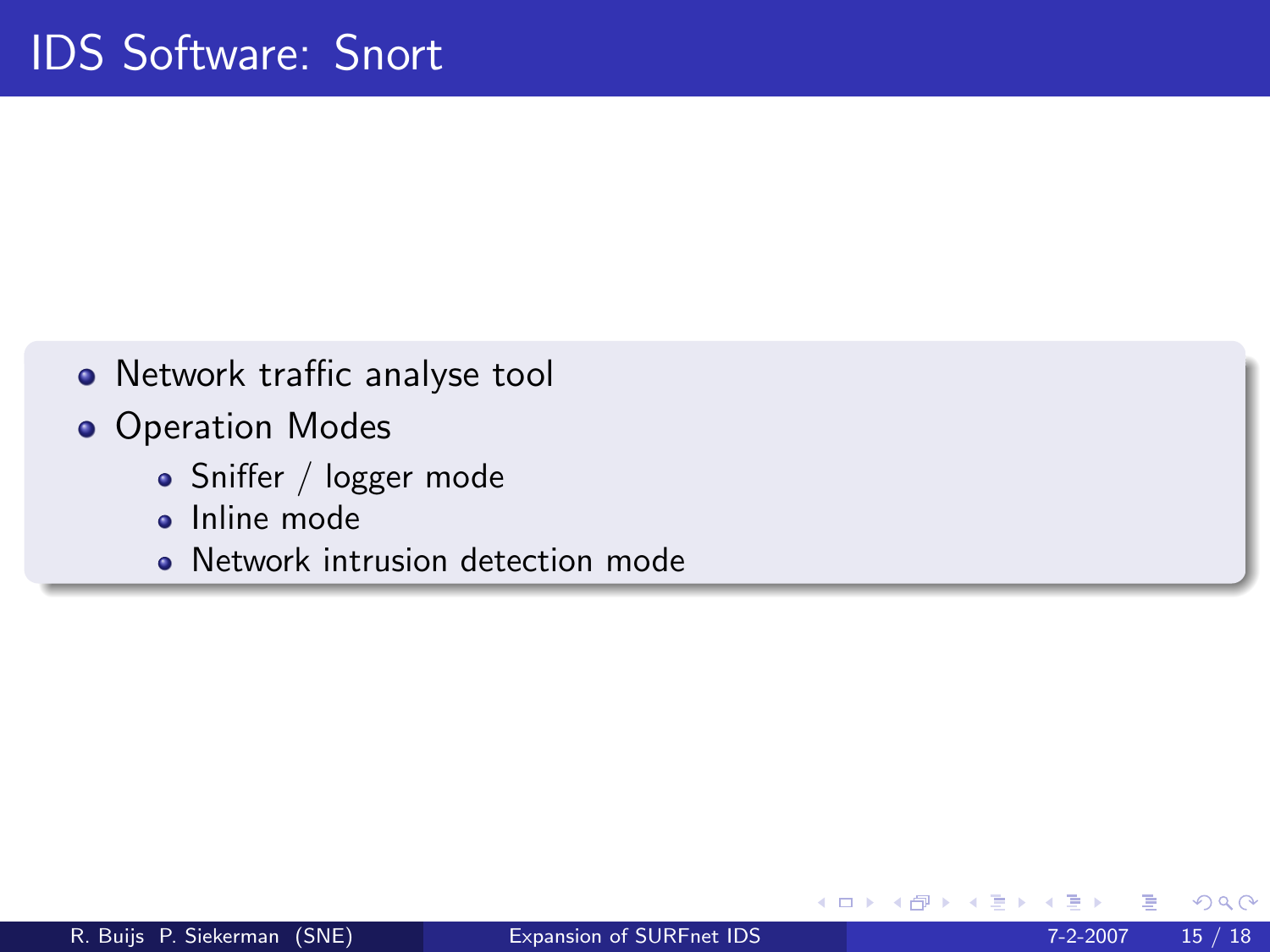# IDS Software: Snort

- Network traffic analyse tool
- Operation Modes
  - Sniffer / logger mode
  - Inline mode
  - Network intrusion detection mode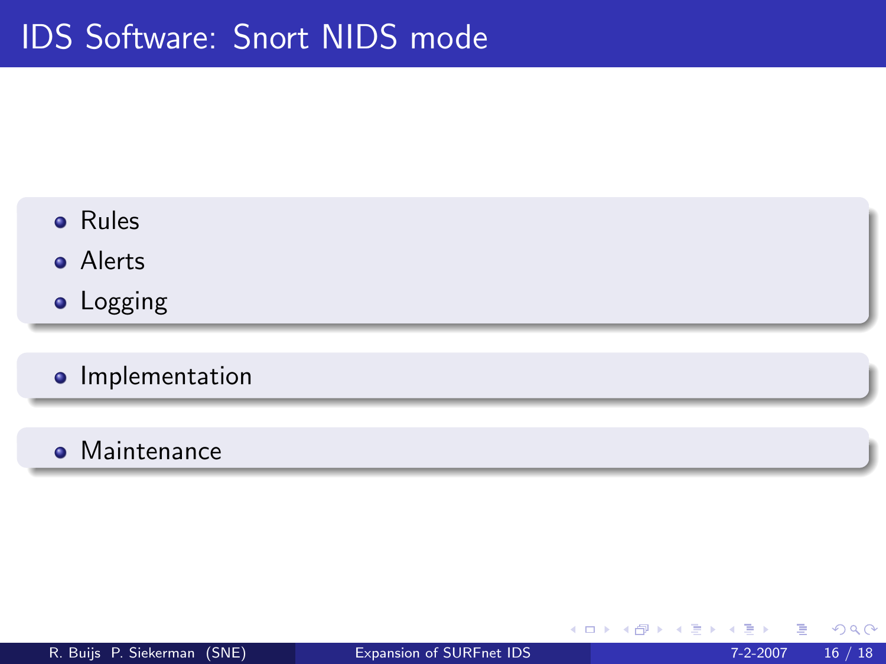# IDS Software: Snort NIDS mode

- Rules
- Alerts
- Logging

- Implementation

- Maintenance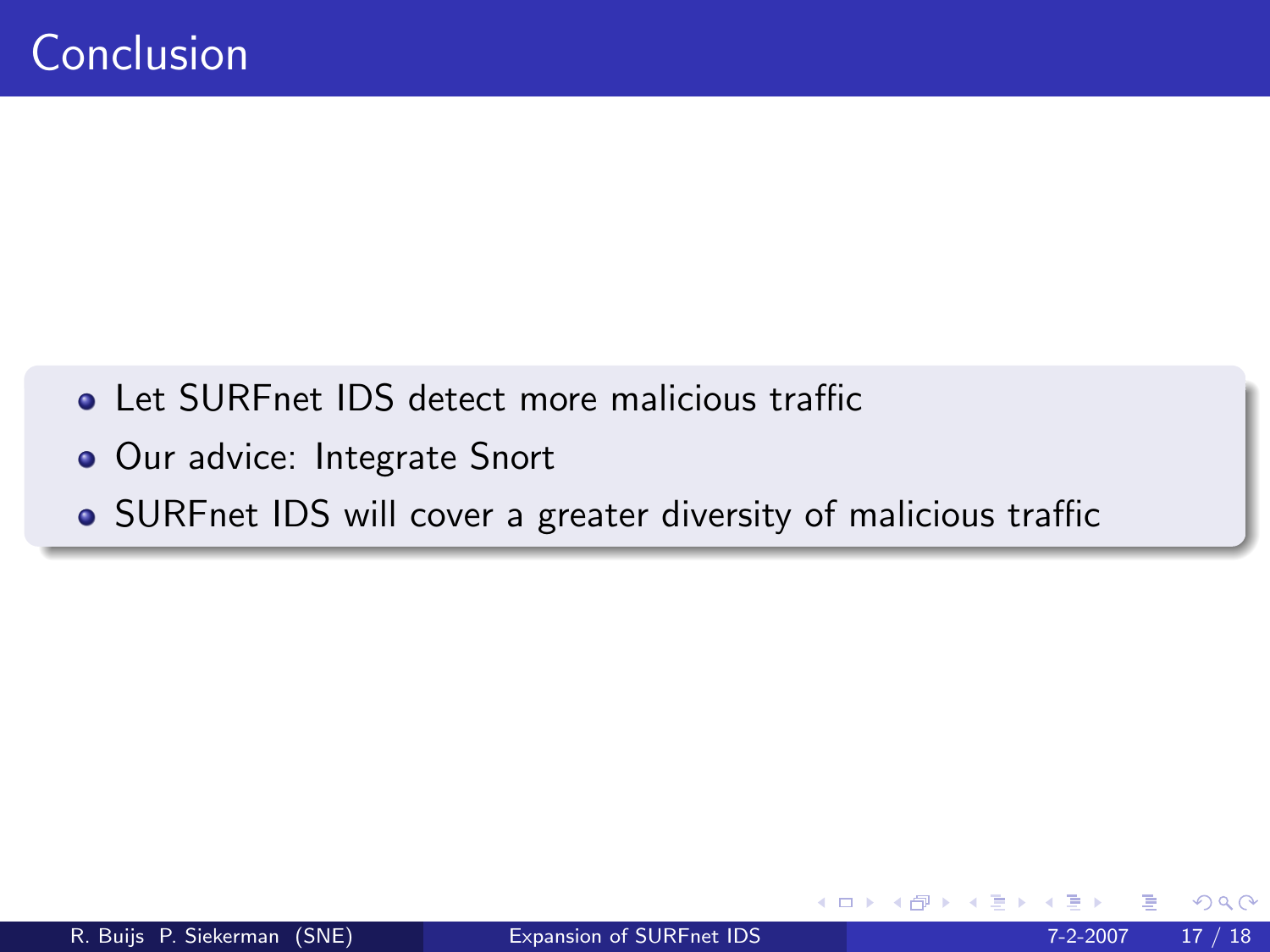# Conclusion

- Let SURFnet IDS detect more malicious traffic
- Our advice: Integrate Snort
- SURFnet IDS will cover a greater diversity of malicious traffic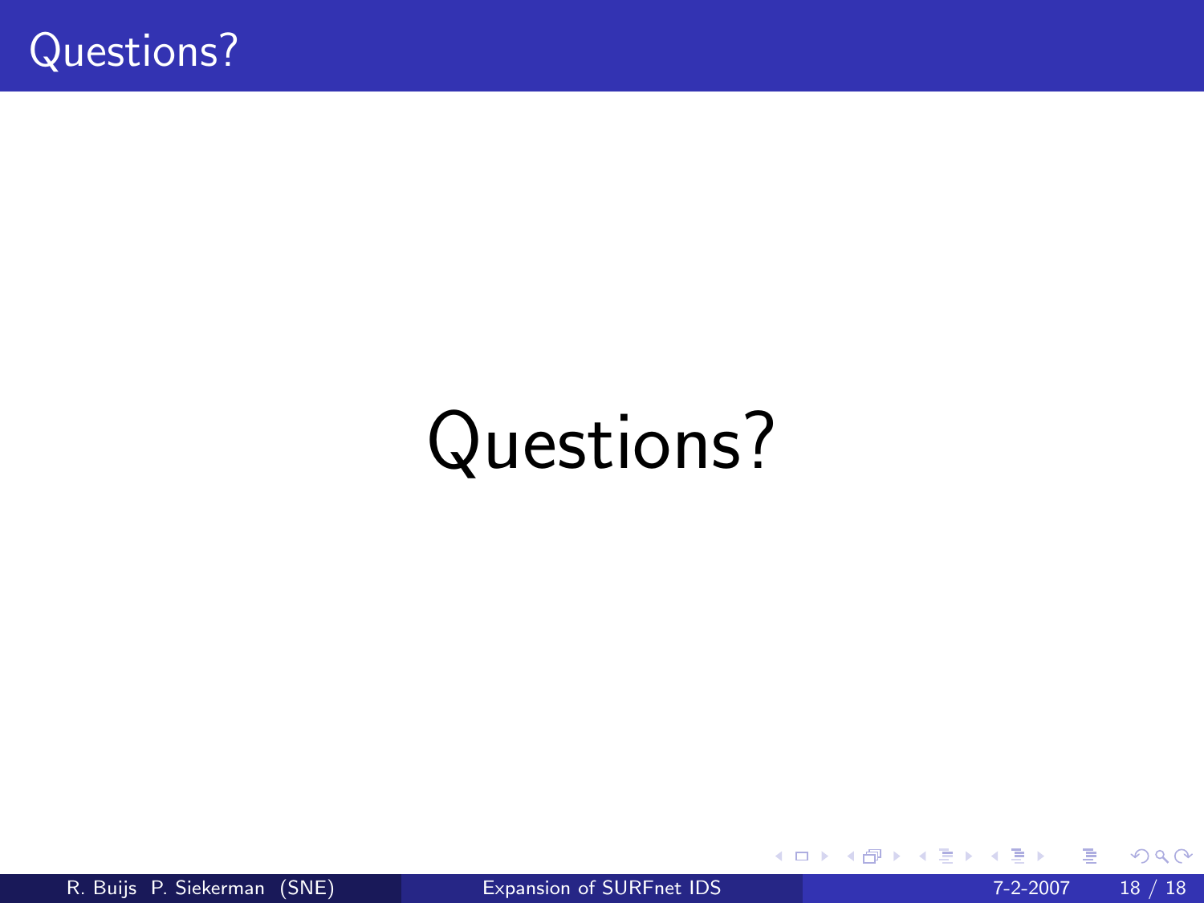# Questions?

Questions?